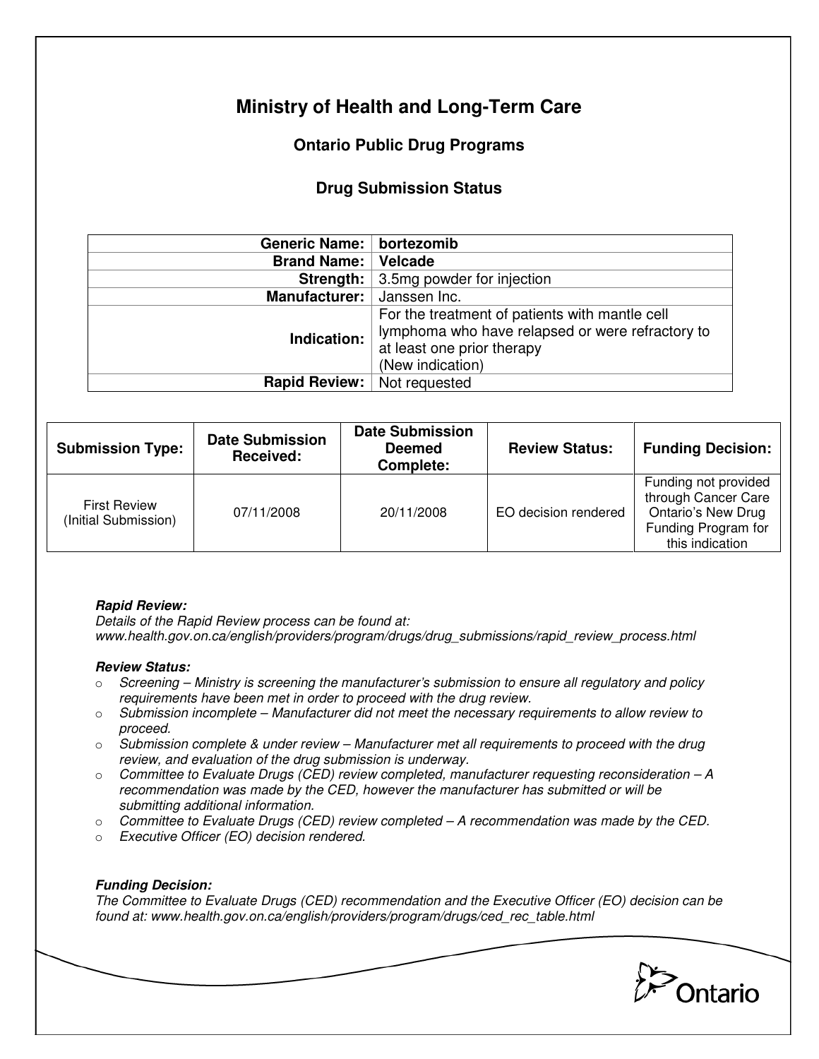# Ministry of Health and Long-Term Care

## Ontario Public Drug Programs

### Drug Submission Status

| | |
|---|---|
| **Generic Name:** | **bortezomib** |
| **Brand Name:** | **Velcade** |
| **Strength:** | 3.5mg powder for injection |
| **Manufacturer:** | Janssen Inc. |
| **Indication:** | For the treatment of patients with mantle cell lymphoma who have relapsed or were refractory to at least one prior therapy (New indication) |
| **Rapid Review:** | Not requested |

| Submission Type: | Date Submission Received: | Date Submission Deemed Complete: | Review Status: | Funding Decision: |
|---|---|---|---|---|
| First Review (Initial Submission) | 07/11/2008 | 20/11/2008 | EO decision rendered | Funding not provided through Cancer Care Ontario's New Drug Funding Program for this indication |

***Rapid Review:***
*Details of the Rapid Review process can be found at:*
*www.health.gov.on.ca/english/providers/program/drugs/drug_submissions/rapid_review_process.html*

***Review Status:***

- *Screening – Ministry is screening the manufacturer's submission to ensure all regulatory and policy requirements have been met in order to proceed with the drug review.*
- *Submission incomplete – Manufacturer did not meet the necessary requirements to allow review to proceed.*
- *Submission complete & under review – Manufacturer met all requirements to proceed with the drug review, and evaluation of the drug submission is underway.*
- *Committee to Evaluate Drugs (CED) review completed, manufacturer requesting reconsideration – A recommendation was made by the CED, however the manufacturer has submitted or will be submitting additional information.*
- *Committee to Evaluate Drugs (CED) review completed – A recommendation was made by the CED.*
- *Executive Officer (EO) decision rendered.*

***Funding Decision:***
*The Committee to Evaluate Drugs (CED) recommendation and the Executive Officer (EO) decision can be found at: www.health.gov.on.ca/english/providers/program/drugs/ced_rec_table.html*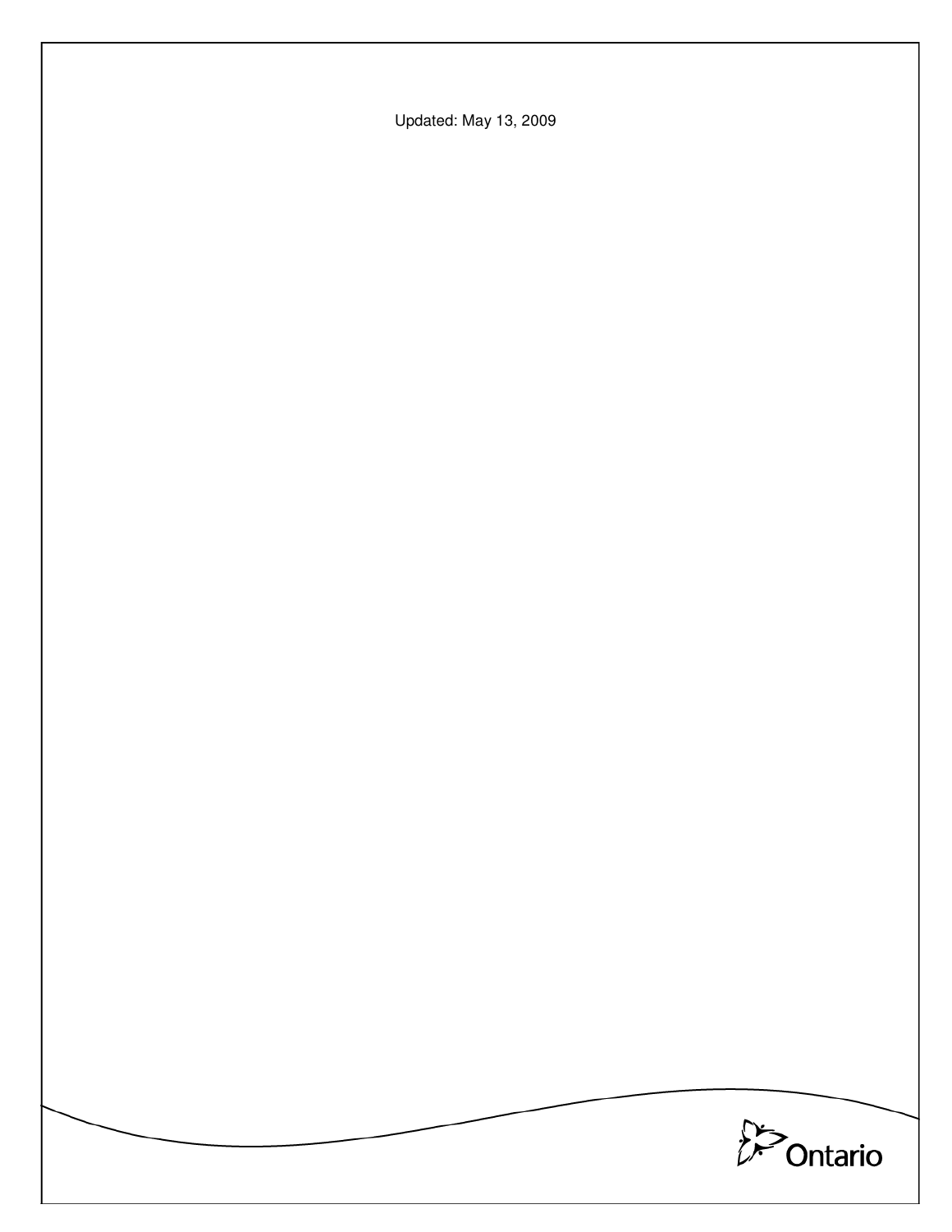Updated: May 13, 2009

Ontario